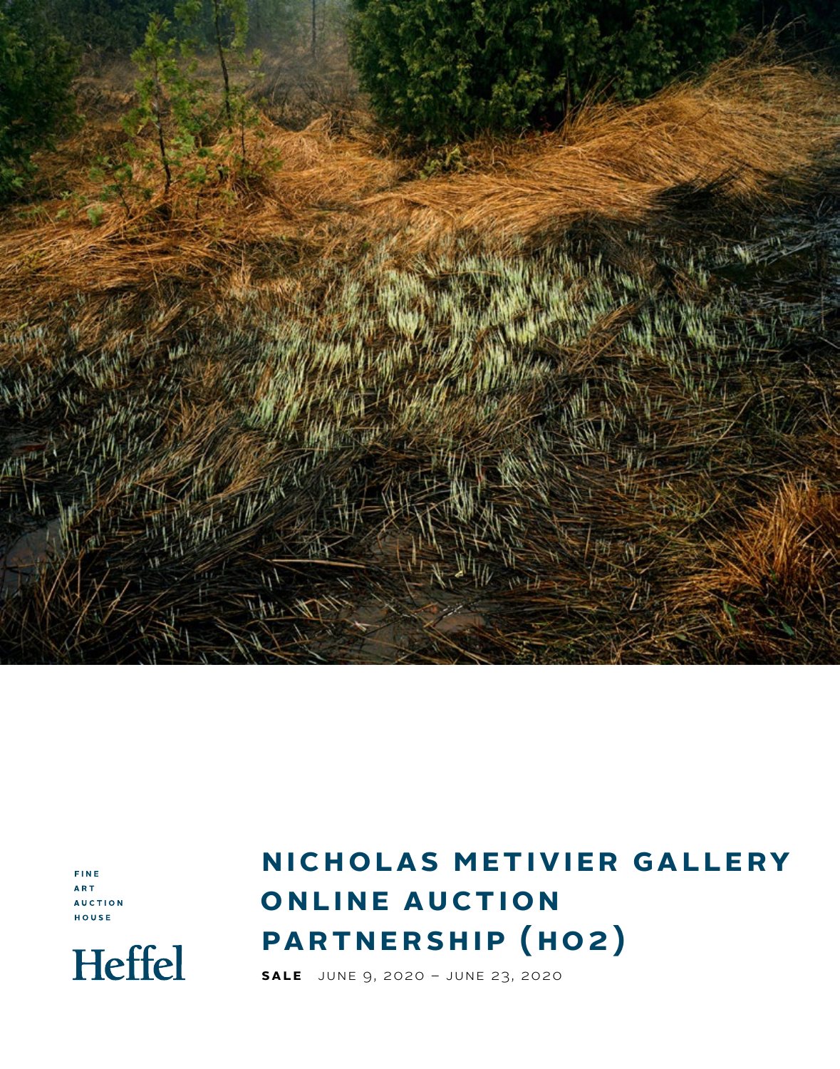FINE
ART
AUCTION
HOUSE

Heffel

# NICHOLAS METIVIER GALLERY ONLINE AUCTION PARTNERSHIP (HO2)

**SALE** JUNE 9, 2020 – JUNE 23, 2020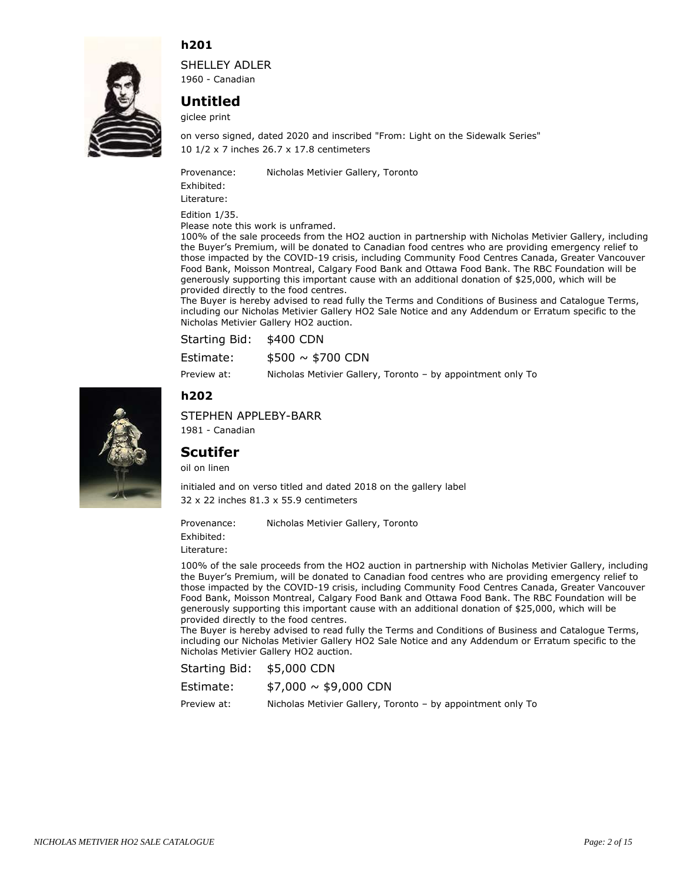## h201

SHELLEY ADLER
1960 - Canadian

### Untitled

giclee print

on verso signed, dated 2020 and inscribed "From: Light on the Sidewalk Series"
10 1/2 x 7 inches 26.7 x 17.8 centimeters

Provenance: Nicholas Metivier Gallery, Toronto
Exhibited:
Literature:

Edition 1/35.
Please note this work is unframed.
100% of the sale proceeds from the HO2 auction in partnership with Nicholas Metivier Gallery, including the Buyer's Premium, will be donated to Canadian food centres who are providing emergency relief to those impacted by the COVID-19 crisis, including Community Food Centres Canada, Greater Vancouver Food Bank, Moisson Montreal, Calgary Food Bank and Ottawa Food Bank. The RBC Foundation will be generously supporting this important cause with an additional donation of $25,000, which will be provided directly to the food centres.
The Buyer is hereby advised to read fully the Terms and Conditions of Business and Catalogue Terms, including our Nicholas Metivier Gallery HO2 Sale Notice and any Addendum or Erratum specific to the Nicholas Metivier Gallery HO2 auction.

Starting Bid: $400 CDN
Estimate: $500 ~ $700 CDN
Preview at: Nicholas Metivier Gallery, Toronto – by appointment only To

## h202

STEPHEN APPLEBY-BARR
1981 - Canadian

### Scutifer

oil on linen

initialed and on verso titled and dated 2018 on the gallery label
32 x 22 inches 81.3 x 55.9 centimeters

Provenance: Nicholas Metivier Gallery, Toronto
Exhibited:
Literature:

100% of the sale proceeds from the HO2 auction in partnership with Nicholas Metivier Gallery, including the Buyer's Premium, will be donated to Canadian food centres who are providing emergency relief to those impacted by the COVID-19 crisis, including Community Food Centres Canada, Greater Vancouver Food Bank, Moisson Montreal, Calgary Food Bank and Ottawa Food Bank. The RBC Foundation will be generously supporting this important cause with an additional donation of $25,000, which will be provided directly to the food centres.
The Buyer is hereby advised to read fully the Terms and Conditions of Business and Catalogue Terms, including our Nicholas Metivier Gallery HO2 Sale Notice and any Addendum or Erratum specific to the Nicholas Metivier Gallery HO2 auction.

Starting Bid: $5,000 CDN
Estimate: $7,000 ~ $9,000 CDN
Preview at: Nicholas Metivier Gallery, Toronto – by appointment only To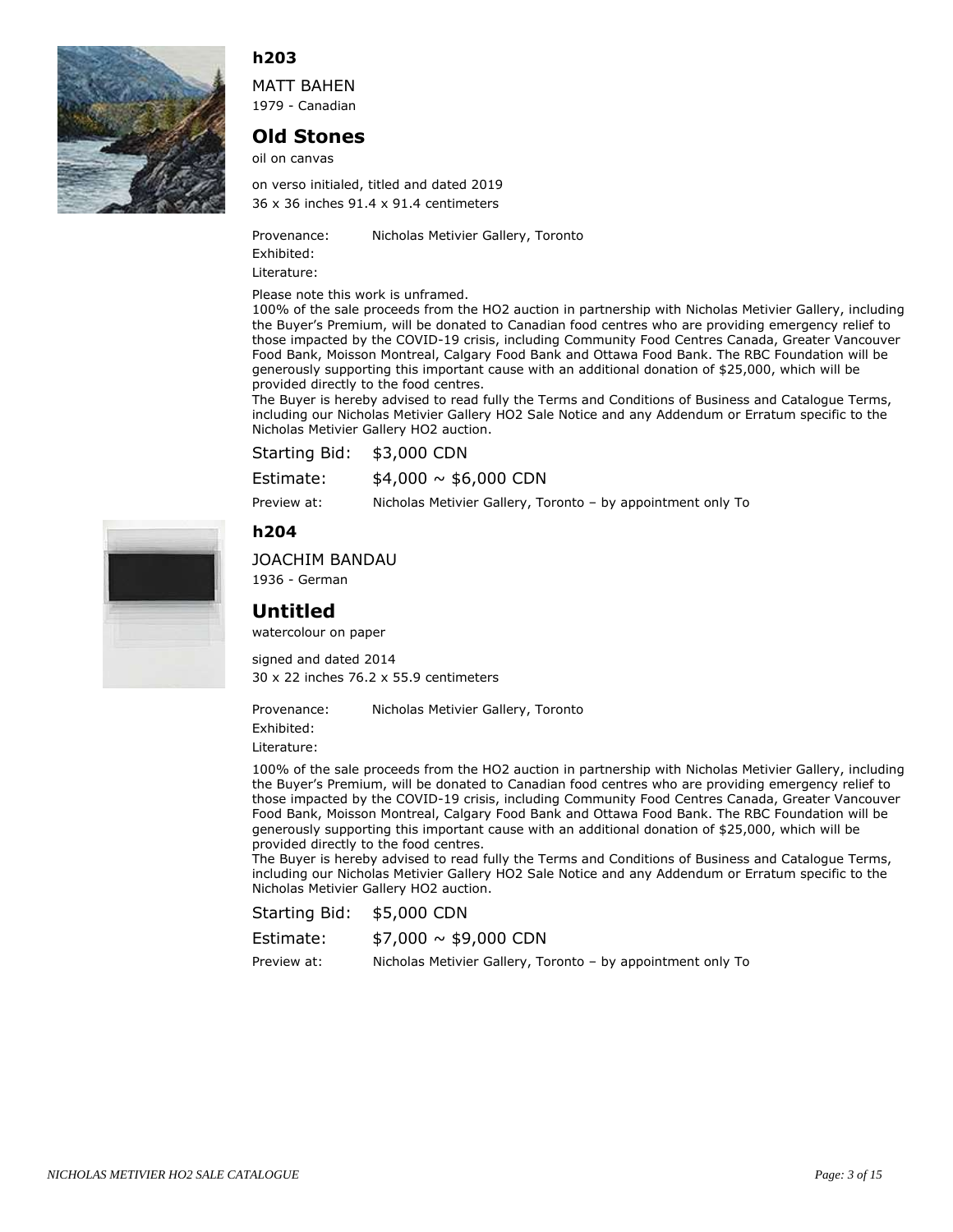## h203

MATT BAHEN
1979 - Canadian

### Old Stones

oil on canvas

on verso initialed, titled and dated 2019
36 x 36 inches 91.4 x 91.4 centimeters

Provenance: Nicholas Metivier Gallery, Toronto
Exhibited:
Literature:

Please note this work is unframed.
100% of the sale proceeds from the HO2 auction in partnership with Nicholas Metivier Gallery, including the Buyer's Premium, will be donated to Canadian food centres who are providing emergency relief to those impacted by the COVID-19 crisis, including Community Food Centres Canada, Greater Vancouver Food Bank, Moisson Montreal, Calgary Food Bank and Ottawa Food Bank. The RBC Foundation will be generously supporting this important cause with an additional donation of $25,000, which will be provided directly to the food centres.
The Buyer is hereby advised to read fully the Terms and Conditions of Business and Catalogue Terms, including our Nicholas Metivier Gallery HO2 Sale Notice and any Addendum or Erratum specific to the Nicholas Metivier Gallery HO2 auction.

Starting Bid: $3,000 CDN
Estimate: $4,000 ~ $6,000 CDN
Preview at: Nicholas Metivier Gallery, Toronto – by appointment only To

## h204

JOACHIM BANDAU
1936 - German

### Untitled

watercolour on paper

signed and dated 2014
30 x 22 inches 76.2 x 55.9 centimeters

Provenance: Nicholas Metivier Gallery, Toronto
Exhibited:
Literature:

100% of the sale proceeds from the HO2 auction in partnership with Nicholas Metivier Gallery, including the Buyer's Premium, will be donated to Canadian food centres who are providing emergency relief to those impacted by the COVID-19 crisis, including Community Food Centres Canada, Greater Vancouver Food Bank, Moisson Montreal, Calgary Food Bank and Ottawa Food Bank. The RBC Foundation will be generously supporting this important cause with an additional donation of $25,000, which will be provided directly to the food centres.
The Buyer is hereby advised to read fully the Terms and Conditions of Business and Catalogue Terms, including our Nicholas Metivier Gallery HO2 Sale Notice and any Addendum or Erratum specific to the Nicholas Metivier Gallery HO2 auction.

Starting Bid: $5,000 CDN
Estimate: $7,000 ~ $9,000 CDN
Preview at: Nicholas Metivier Gallery, Toronto – by appointment only To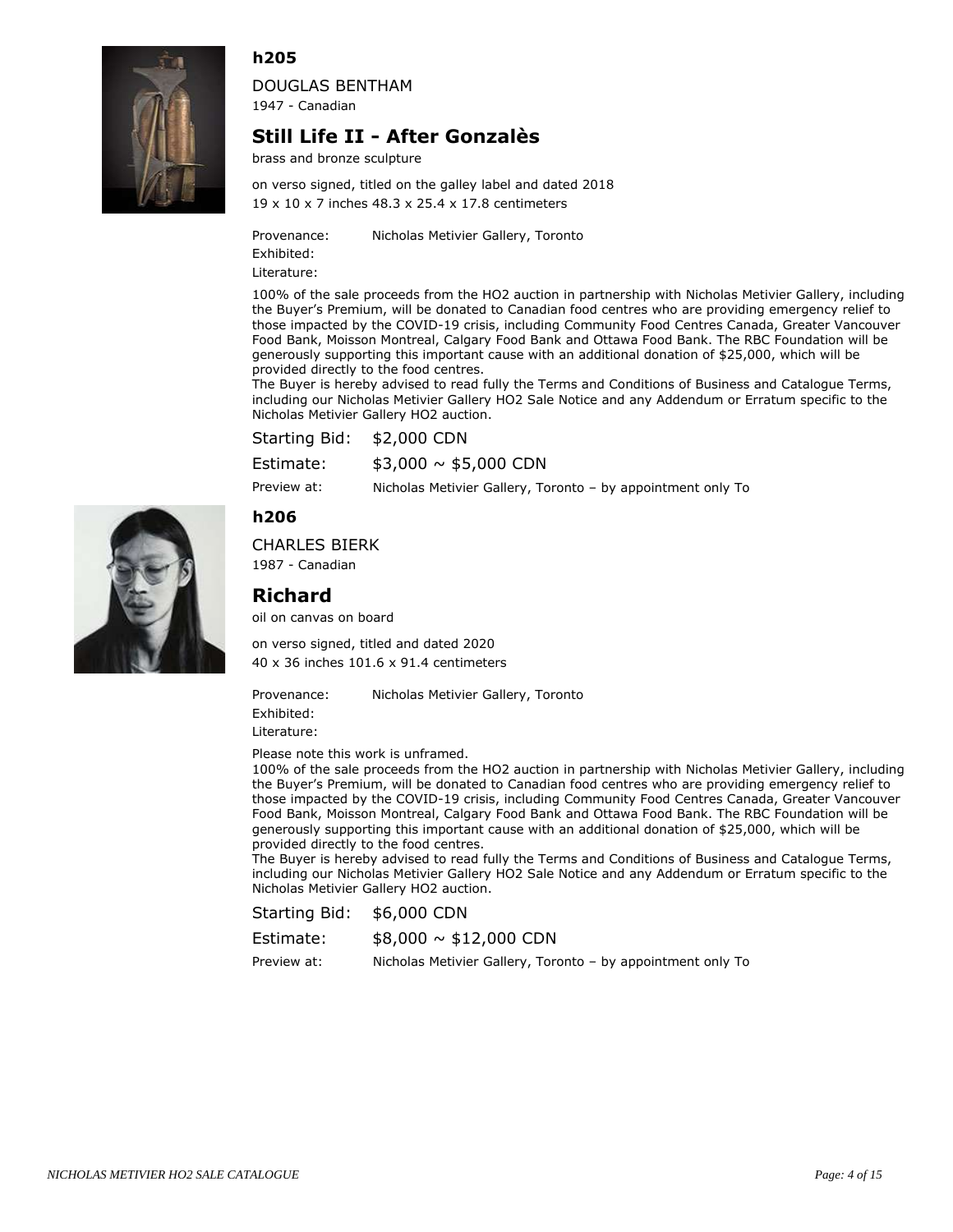## h205

DOUGLAS BENTHAM

1947 - Canadian

### Still Life II - After Gonzalès

brass and bronze sculpture

on verso signed, titled on the galley label and dated 2018

19 x 10 x 7 inches 48.3 x 25.4 x 17.8 centimeters

Provenance: Nicholas Metivier Gallery, Toronto

Exhibited:

Literature:

100% of the sale proceeds from the HO2 auction in partnership with Nicholas Metivier Gallery, including the Buyer's Premium, will be donated to Canadian food centres who are providing emergency relief to those impacted by the COVID-19 crisis, including Community Food Centres Canada, Greater Vancouver Food Bank, Moisson Montreal, Calgary Food Bank and Ottawa Food Bank. The RBC Foundation will be generously supporting this important cause with an additional donation of $25,000, which will be provided directly to the food centres.

The Buyer is hereby advised to read fully the Terms and Conditions of Business and Catalogue Terms, including our Nicholas Metivier Gallery HO2 Sale Notice and any Addendum or Erratum specific to the Nicholas Metivier Gallery HO2 auction.

Starting Bid: $2,000 CDN

Estimate: $3,000 ~ $5,000 CDN

Preview at: Nicholas Metivier Gallery, Toronto – by appointment only To

## h206

CHARLES BIERK

1987 - Canadian

### Richard

oil on canvas on board

on verso signed, titled and dated 2020

40 x 36 inches 101.6 x 91.4 centimeters

Provenance: Nicholas Metivier Gallery, Toronto

Exhibited:

Literature:

Please note this work is unframed.

100% of the sale proceeds from the HO2 auction in partnership with Nicholas Metivier Gallery, including the Buyer's Premium, will be donated to Canadian food centres who are providing emergency relief to those impacted by the COVID-19 crisis, including Community Food Centres Canada, Greater Vancouver Food Bank, Moisson Montreal, Calgary Food Bank and Ottawa Food Bank. The RBC Foundation will be generously supporting this important cause with an additional donation of $25,000, which will be provided directly to the food centres.

The Buyer is hereby advised to read fully the Terms and Conditions of Business and Catalogue Terms, including our Nicholas Metivier Gallery HO2 Sale Notice and any Addendum or Erratum specific to the Nicholas Metivier Gallery HO2 auction.

Starting Bid: $6,000 CDN

Estimate: $8,000 ~ $12,000 CDN

Preview at: Nicholas Metivier Gallery, Toronto – by appointment only To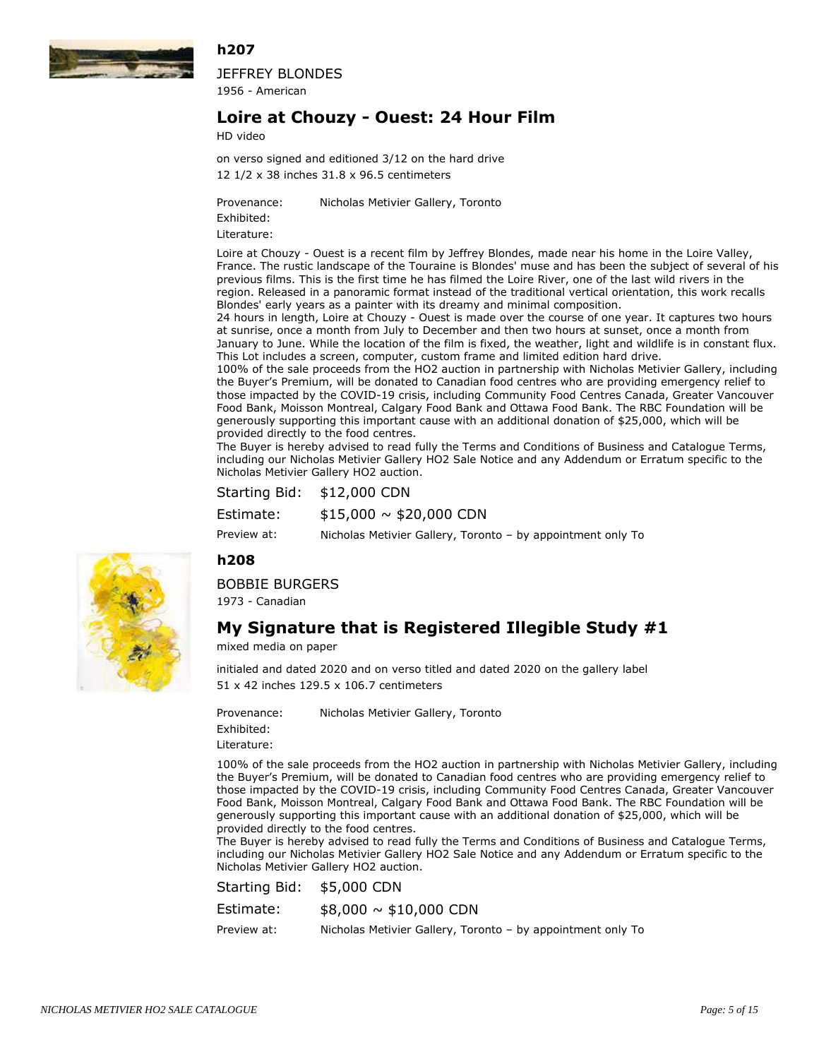## h207

JEFFREY BLONDES

1956 - American

### Loire at Chouzy - Ouest: 24 Hour Film

HD video

on verso signed and editioned 3/12 on the hard drive

12 1/2 x 38 inches 31.8 x 96.5 centimeters

Provenance: Nicholas Metivier Gallery, Toronto

Exhibited:

Literature:

Loire at Chouzy - Ouest is a recent film by Jeffrey Blondes, made near his home in the Loire Valley, France. The rustic landscape of the Touraine is Blondes' muse and has been the subject of several of his previous films. This is the first time he has filmed the Loire River, one of the last wild rivers in the region. Released in a panoramic format instead of the traditional vertical orientation, this work recalls Blondes' early years as a painter with its dreamy and minimal composition.

24 hours in length, Loire at Chouzy - Ouest is made over the course of one year. It captures two hours at sunrise, once a month from July to December and then two hours at sunset, once a month from January to June. While the location of the film is fixed, the weather, light and wildlife is in constant flux. This Lot includes a screen, computer, custom frame and limited edition hard drive.

100% of the sale proceeds from the HO2 auction in partnership with Nicholas Metivier Gallery, including the Buyer's Premium, will be donated to Canadian food centres who are providing emergency relief to those impacted by the COVID-19 crisis, including Community Food Centres Canada, Greater Vancouver Food Bank, Moisson Montreal, Calgary Food Bank and Ottawa Food Bank. The RBC Foundation will be generously supporting this important cause with an additional donation of $25,000, which will be provided directly to the food centres.

The Buyer is hereby advised to read fully the Terms and Conditions of Business and Catalogue Terms, including our Nicholas Metivier Gallery HO2 Sale Notice and any Addendum or Erratum specific to the Nicholas Metivier Gallery HO2 auction.

Starting Bid: $12,000 CDN

Estimate: $15,000 ~ $20,000 CDN

Preview at: Nicholas Metivier Gallery, Toronto – by appointment only To

## h208

BOBBIE BURGERS

1973 - Canadian

### My Signature that is Registered Illegible Study #1

mixed media on paper

initialed and dated 2020 and on verso titled and dated 2020 on the gallery label

51 x 42 inches 129.5 x 106.7 centimeters

Provenance: Nicholas Metivier Gallery, Toronto

Exhibited:

Literature:

100% of the sale proceeds from the HO2 auction in partnership with Nicholas Metivier Gallery, including the Buyer's Premium, will be donated to Canadian food centres who are providing emergency relief to those impacted by the COVID-19 crisis, including Community Food Centres Canada, Greater Vancouver Food Bank, Moisson Montreal, Calgary Food Bank and Ottawa Food Bank. The RBC Foundation will be generously supporting this important cause with an additional donation of $25,000, which will be provided directly to the food centres.

The Buyer is hereby advised to read fully the Terms and Conditions of Business and Catalogue Terms, including our Nicholas Metivier Gallery HO2 Sale Notice and any Addendum or Erratum specific to the Nicholas Metivier Gallery HO2 auction.

Starting Bid: $5,000 CDN

Estimate: $8,000 ~ $10,000 CDN

Preview at: Nicholas Metivier Gallery, Toronto – by appointment only To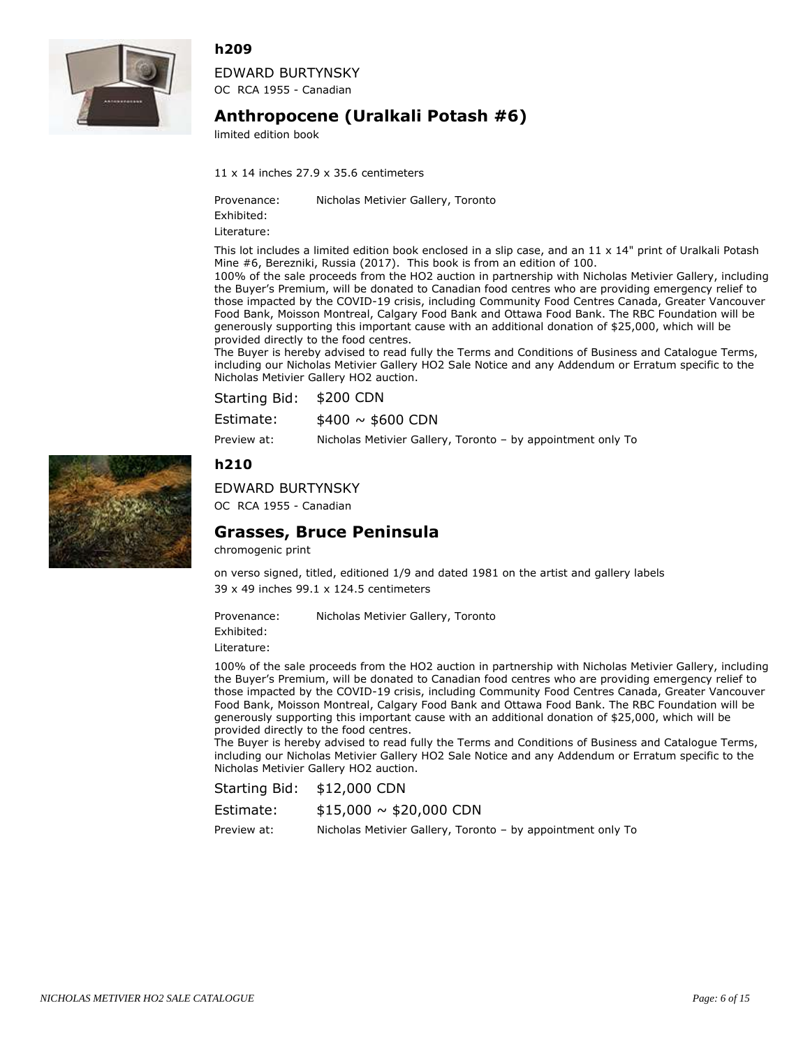## h209

EDWARD BURTYNSKY

OC RCA 1955 - Canadian

### Anthropocene (Uralkali Potash #6)

limited edition book

11 x 14 inches 27.9 x 35.6 centimeters

Provenance: Nicholas Metivier Gallery, Toronto

Exhibited:

Literature:

This lot includes a limited edition book enclosed in a slip case, and an 11 x 14" print of Uralkali Potash Mine #6, Berezniki, Russia (2017). This book is from an edition of 100.

100% of the sale proceeds from the HO2 auction in partnership with Nicholas Metivier Gallery, including the Buyer's Premium, will be donated to Canadian food centres who are providing emergency relief to those impacted by the COVID-19 crisis, including Community Food Centres Canada, Greater Vancouver Food Bank, Moisson Montreal, Calgary Food Bank and Ottawa Food Bank. The RBC Foundation will be generously supporting this important cause with an additional donation of $25,000, which will be provided directly to the food centres.

The Buyer is hereby advised to read fully the Terms and Conditions of Business and Catalogue Terms, including our Nicholas Metivier Gallery HO2 Sale Notice and any Addendum or Erratum specific to the Nicholas Metivier Gallery HO2 auction.

Starting Bid: $200 CDN

Estimate: $400 ~ $600 CDN

Preview at: Nicholas Metivier Gallery, Toronto – by appointment only To

## h210

EDWARD BURTYNSKY

OC RCA 1955 - Canadian

### Grasses, Bruce Peninsula

chromogenic print

on verso signed, titled, editioned 1/9 and dated 1981 on the artist and gallery labels

39 x 49 inches 99.1 x 124.5 centimeters

Provenance: Nicholas Metivier Gallery, Toronto

Exhibited:

Literature:

100% of the sale proceeds from the HO2 auction in partnership with Nicholas Metivier Gallery, including the Buyer's Premium, will be donated to Canadian food centres who are providing emergency relief to those impacted by the COVID-19 crisis, including Community Food Centres Canada, Greater Vancouver Food Bank, Moisson Montreal, Calgary Food Bank and Ottawa Food Bank. The RBC Foundation will be generously supporting this important cause with an additional donation of $25,000, which will be provided directly to the food centres.

The Buyer is hereby advised to read fully the Terms and Conditions of Business and Catalogue Terms, including our Nicholas Metivier Gallery HO2 Sale Notice and any Addendum or Erratum specific to the Nicholas Metivier Gallery HO2 auction.

Starting Bid: $12,000 CDN

Estimate: $15,000 ~ $20,000 CDN

Preview at: Nicholas Metivier Gallery, Toronto – by appointment only To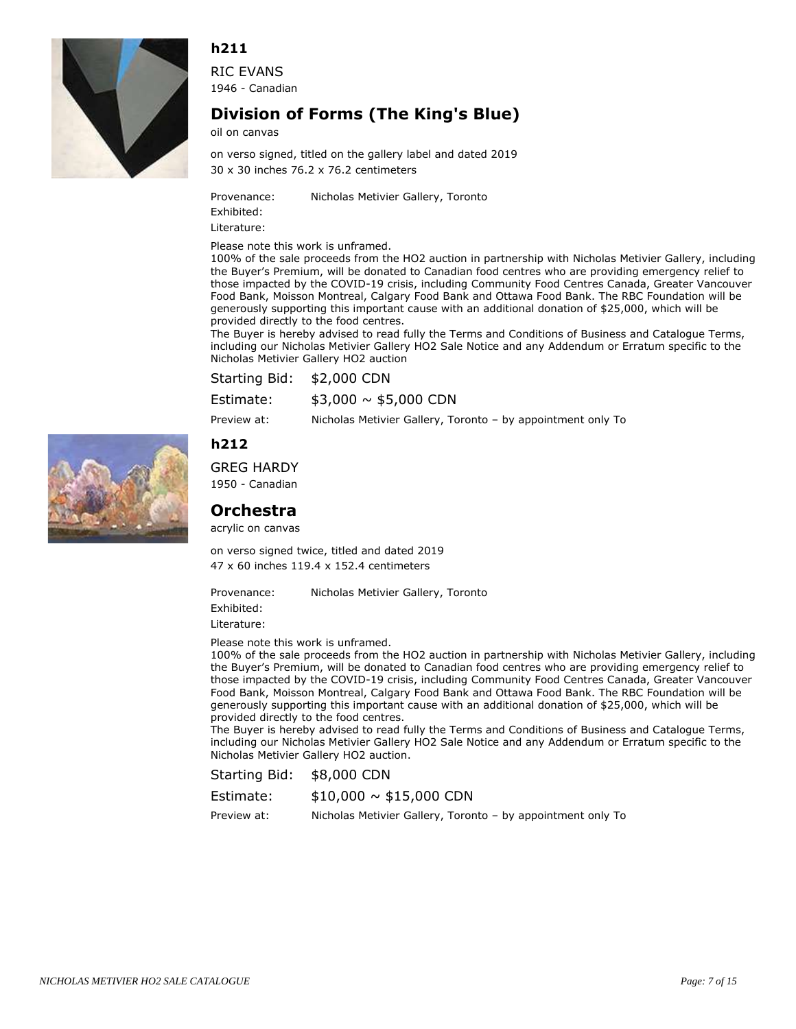### h211

RIC EVANS
1946 - Canadian

## Division of Forms (The King's Blue)

oil on canvas

on verso signed, titled on the gallery label and dated 2019
30 x 30 inches 76.2 x 76.2 centimeters

Provenance: Nicholas Metivier Gallery, Toronto
Exhibited:
Literature:

Please note this work is unframed.
100% of the sale proceeds from the HO2 auction in partnership with Nicholas Metivier Gallery, including the Buyer's Premium, will be donated to Canadian food centres who are providing emergency relief to those impacted by the COVID-19 crisis, including Community Food Centres Canada, Greater Vancouver Food Bank, Moisson Montreal, Calgary Food Bank and Ottawa Food Bank. The RBC Foundation will be generously supporting this important cause with an additional donation of $25,000, which will be provided directly to the food centres.
The Buyer is hereby advised to read fully the Terms and Conditions of Business and Catalogue Terms, including our Nicholas Metivier Gallery HO2 Sale Notice and any Addendum or Erratum specific to the Nicholas Metivier Gallery HO2 auction

Starting Bid: $2,000 CDN
Estimate: $3,000 ~ $5,000 CDN
Preview at: Nicholas Metivier Gallery, Toronto – by appointment only To

### h212

GREG HARDY
1950 - Canadian

## Orchestra

acrylic on canvas

on verso signed twice, titled and dated 2019
47 x 60 inches 119.4 x 152.4 centimeters

Provenance: Nicholas Metivier Gallery, Toronto
Exhibited:
Literature:

Please note this work is unframed.
100% of the sale proceeds from the HO2 auction in partnership with Nicholas Metivier Gallery, including the Buyer's Premium, will be donated to Canadian food centres who are providing emergency relief to those impacted by the COVID-19 crisis, including Community Food Centres Canada, Greater Vancouver Food Bank, Moisson Montreal, Calgary Food Bank and Ottawa Food Bank. The RBC Foundation will be generously supporting this important cause with an additional donation of $25,000, which will be provided directly to the food centres.
The Buyer is hereby advised to read fully the Terms and Conditions of Business and Catalogue Terms, including our Nicholas Metivier Gallery HO2 Sale Notice and any Addendum or Erratum specific to the Nicholas Metivier Gallery HO2 auction.

Starting Bid: $8,000 CDN
Estimate: $10,000 ~ $15,000 CDN
Preview at: Nicholas Metivier Gallery, Toronto – by appointment only To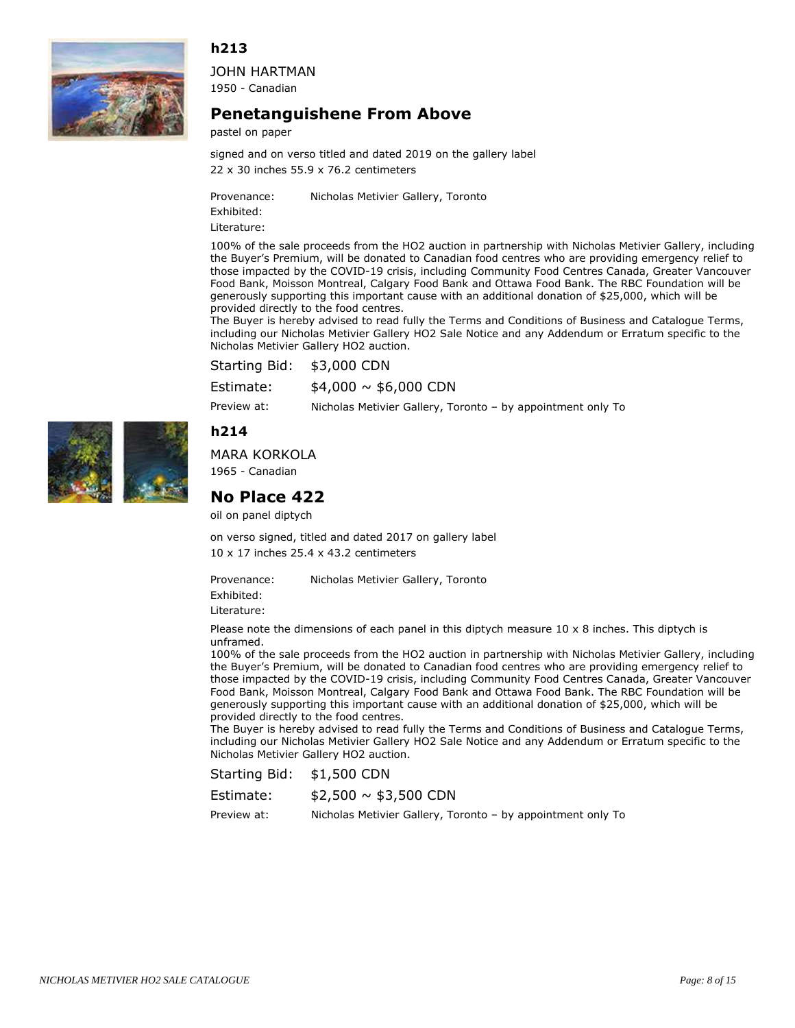## h213

JOHN HARTMAN
1950 - Canadian

### Penetanguishene From Above

pastel on paper

signed and on verso titled and dated 2019 on the gallery label
22 x 30 inches 55.9 x 76.2 centimeters

Provenance: Nicholas Metivier Gallery, Toronto
Exhibited:
Literature:

100% of the sale proceeds from the HO2 auction in partnership with Nicholas Metivier Gallery, including the Buyer's Premium, will be donated to Canadian food centres who are providing emergency relief to those impacted by the COVID-19 crisis, including Community Food Centres Canada, Greater Vancouver Food Bank, Moisson Montreal, Calgary Food Bank and Ottawa Food Bank. The RBC Foundation will be generously supporting this important cause with an additional donation of $25,000, which will be provided directly to the food centres.
The Buyer is hereby advised to read fully the Terms and Conditions of Business and Catalogue Terms, including our Nicholas Metivier Gallery HO2 Sale Notice and any Addendum or Erratum specific to the Nicholas Metivier Gallery HO2 auction.

Starting Bid: $3,000 CDN
Estimate: $4,000 ~ $6,000 CDN
Preview at: Nicholas Metivier Gallery, Toronto – by appointment only To

## h214

MARA KORKOLA
1965 - Canadian

### No Place 422

oil on panel diptych

on verso signed, titled and dated 2017 on gallery label
10 x 17 inches 25.4 x 43.2 centimeters

Provenance: Nicholas Metivier Gallery, Toronto
Exhibited:
Literature:

Please note the dimensions of each panel in this diptych measure 10 x 8 inches. This diptych is unframed.
100% of the sale proceeds from the HO2 auction in partnership with Nicholas Metivier Gallery, including the Buyer's Premium, will be donated to Canadian food centres who are providing emergency relief to those impacted by the COVID-19 crisis, including Community Food Centres Canada, Greater Vancouver Food Bank, Moisson Montreal, Calgary Food Bank and Ottawa Food Bank. The RBC Foundation will be generously supporting this important cause with an additional donation of $25,000, which will be provided directly to the food centres.
The Buyer is hereby advised to read fully the Terms and Conditions of Business and Catalogue Terms, including our Nicholas Metivier Gallery HO2 Sale Notice and any Addendum or Erratum specific to the Nicholas Metivier Gallery HO2 auction.

Starting Bid: $1,500 CDN
Estimate: $2,500 ~ $3,500 CDN
Preview at: Nicholas Metivier Gallery, Toronto – by appointment only To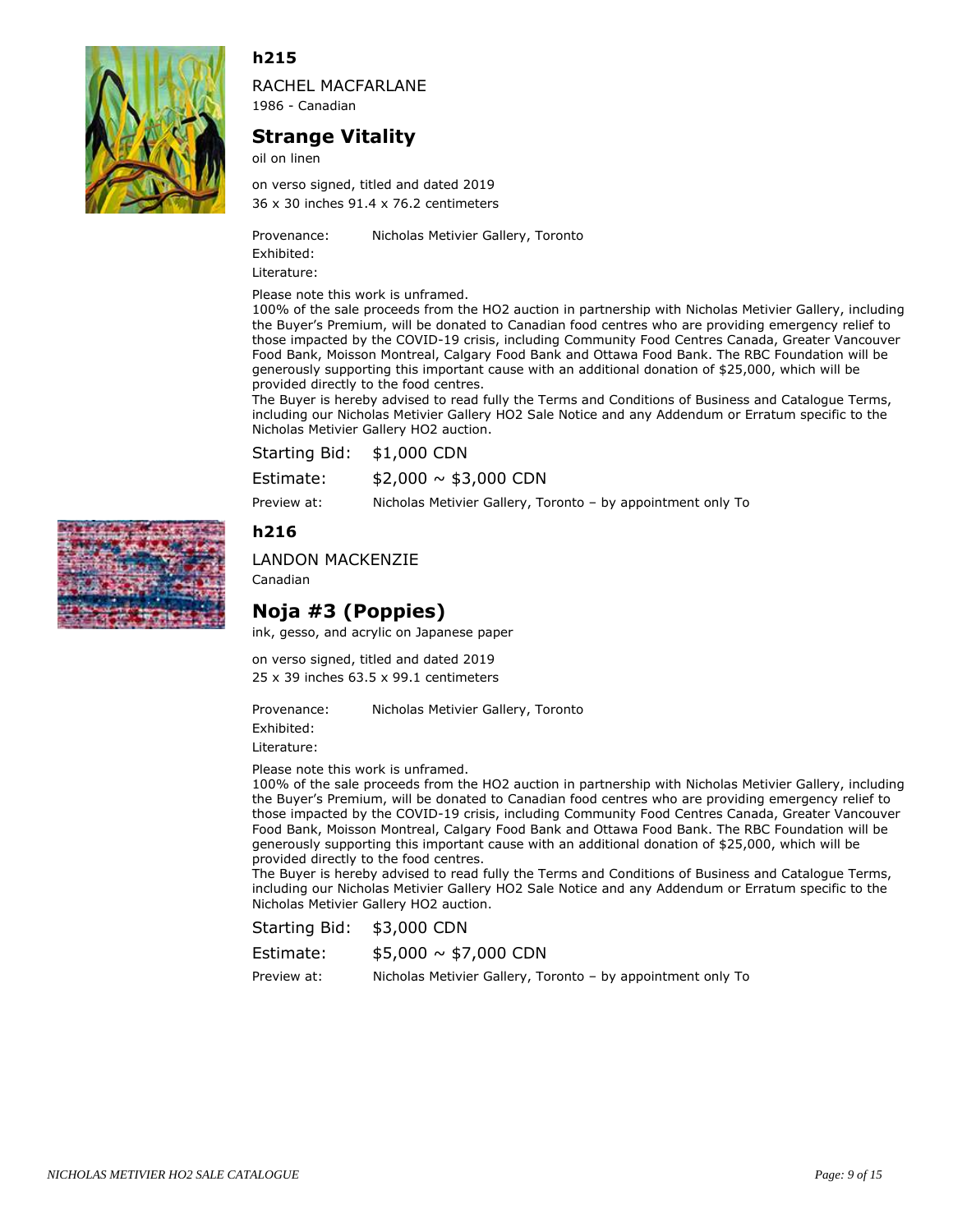## h215

RACHEL MACFARLANE
1986 - Canadian

### Strange Vitality

oil on linen

on verso signed, titled and dated 2019
36 x 30 inches 91.4 x 76.2 centimeters

Provenance: Nicholas Metivier Gallery, Toronto
Exhibited:
Literature:

Please note this work is unframed.
100% of the sale proceeds from the HO2 auction in partnership with Nicholas Metivier Gallery, including the Buyer's Premium, will be donated to Canadian food centres who are providing emergency relief to those impacted by the COVID-19 crisis, including Community Food Centres Canada, Greater Vancouver Food Bank, Moisson Montreal, Calgary Food Bank and Ottawa Food Bank. The RBC Foundation will be generously supporting this important cause with an additional donation of $25,000, which will be provided directly to the food centres.
The Buyer is hereby advised to read fully the Terms and Conditions of Business and Catalogue Terms, including our Nicholas Metivier Gallery HO2 Sale Notice and any Addendum or Erratum specific to the Nicholas Metivier Gallery HO2 auction.

Starting Bid: $1,000 CDN
Estimate: $2,000 ~ $3,000 CDN
Preview at: Nicholas Metivier Gallery, Toronto – by appointment only To

## h216

LANDON MACKENZIE
Canadian

### Noja #3 (Poppies)

ink, gesso, and acrylic on Japanese paper

on verso signed, titled and dated 2019
25 x 39 inches 63.5 x 99.1 centimeters

Provenance: Nicholas Metivier Gallery, Toronto
Exhibited:
Literature:

Please note this work is unframed.
100% of the sale proceeds from the HO2 auction in partnership with Nicholas Metivier Gallery, including the Buyer's Premium, will be donated to Canadian food centres who are providing emergency relief to those impacted by the COVID-19 crisis, including Community Food Centres Canada, Greater Vancouver Food Bank, Moisson Montreal, Calgary Food Bank and Ottawa Food Bank. The RBC Foundation will be generously supporting this important cause with an additional donation of $25,000, which will be provided directly to the food centres.
The Buyer is hereby advised to read fully the Terms and Conditions of Business and Catalogue Terms, including our Nicholas Metivier Gallery HO2 Sale Notice and any Addendum or Erratum specific to the Nicholas Metivier Gallery HO2 auction.

Starting Bid: $3,000 CDN
Estimate: $5,000 ~ $7,000 CDN
Preview at: Nicholas Metivier Gallery, Toronto – by appointment only To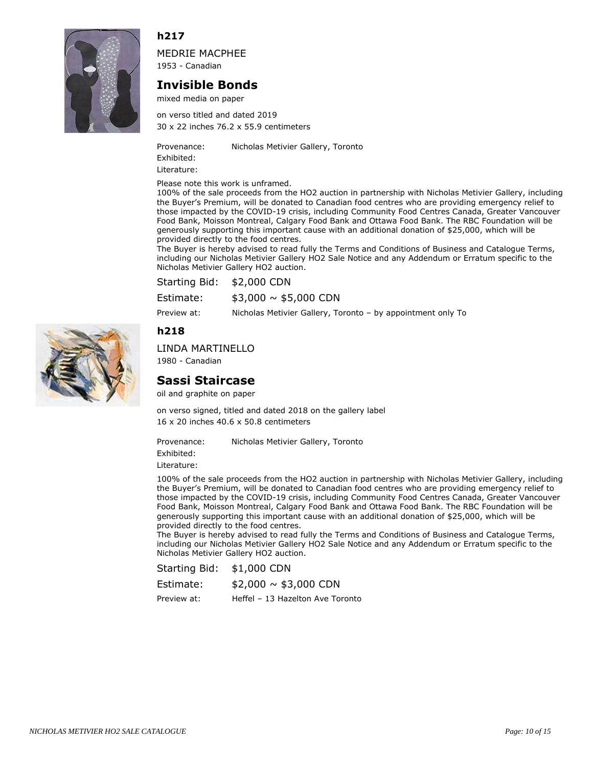## h217

MEDRIE MACPHEE
1953 - Canadian

### Invisible Bonds

mixed media on paper

on verso titled and dated 2019
30 x 22 inches 76.2 x 55.9 centimeters

Provenance: Nicholas Metivier Gallery, Toronto
Exhibited:
Literature:

Please note this work is unframed.
100% of the sale proceeds from the HO2 auction in partnership with Nicholas Metivier Gallery, including the Buyer's Premium, will be donated to Canadian food centres who are providing emergency relief to those impacted by the COVID-19 crisis, including Community Food Centres Canada, Greater Vancouver Food Bank, Moisson Montreal, Calgary Food Bank and Ottawa Food Bank. The RBC Foundation will be generously supporting this important cause with an additional donation of $25,000, which will be provided directly to the food centres.
The Buyer is hereby advised to read fully the Terms and Conditions of Business and Catalogue Terms, including our Nicholas Metivier Gallery HO2 Sale Notice and any Addendum or Erratum specific to the Nicholas Metivier Gallery HO2 auction.

Starting Bid: $2,000 CDN
Estimate: $3,000 ~ $5,000 CDN
Preview at: Nicholas Metivier Gallery, Toronto – by appointment only To

## h218

LINDA MARTINELLO
1980 - Canadian

### Sassi Staircase

oil and graphite on paper

on verso signed, titled and dated 2018 on the gallery label
16 x 20 inches 40.6 x 50.8 centimeters

Provenance: Nicholas Metivier Gallery, Toronto
Exhibited:
Literature:

100% of the sale proceeds from the HO2 auction in partnership with Nicholas Metivier Gallery, including the Buyer's Premium, will be donated to Canadian food centres who are providing emergency relief to those impacted by the COVID-19 crisis, including Community Food Centres Canada, Greater Vancouver Food Bank, Moisson Montreal, Calgary Food Bank and Ottawa Food Bank. The RBC Foundation will be generously supporting this important cause with an additional donation of $25,000, which will be provided directly to the food centres.
The Buyer is hereby advised to read fully the Terms and Conditions of Business and Catalogue Terms, including our Nicholas Metivier Gallery HO2 Sale Notice and any Addendum or Erratum specific to the Nicholas Metivier Gallery HO2 auction.

Starting Bid: $1,000 CDN
Estimate: $2,000 ~ $3,000 CDN
Preview at: Heffel – 13 Hazelton Ave Toronto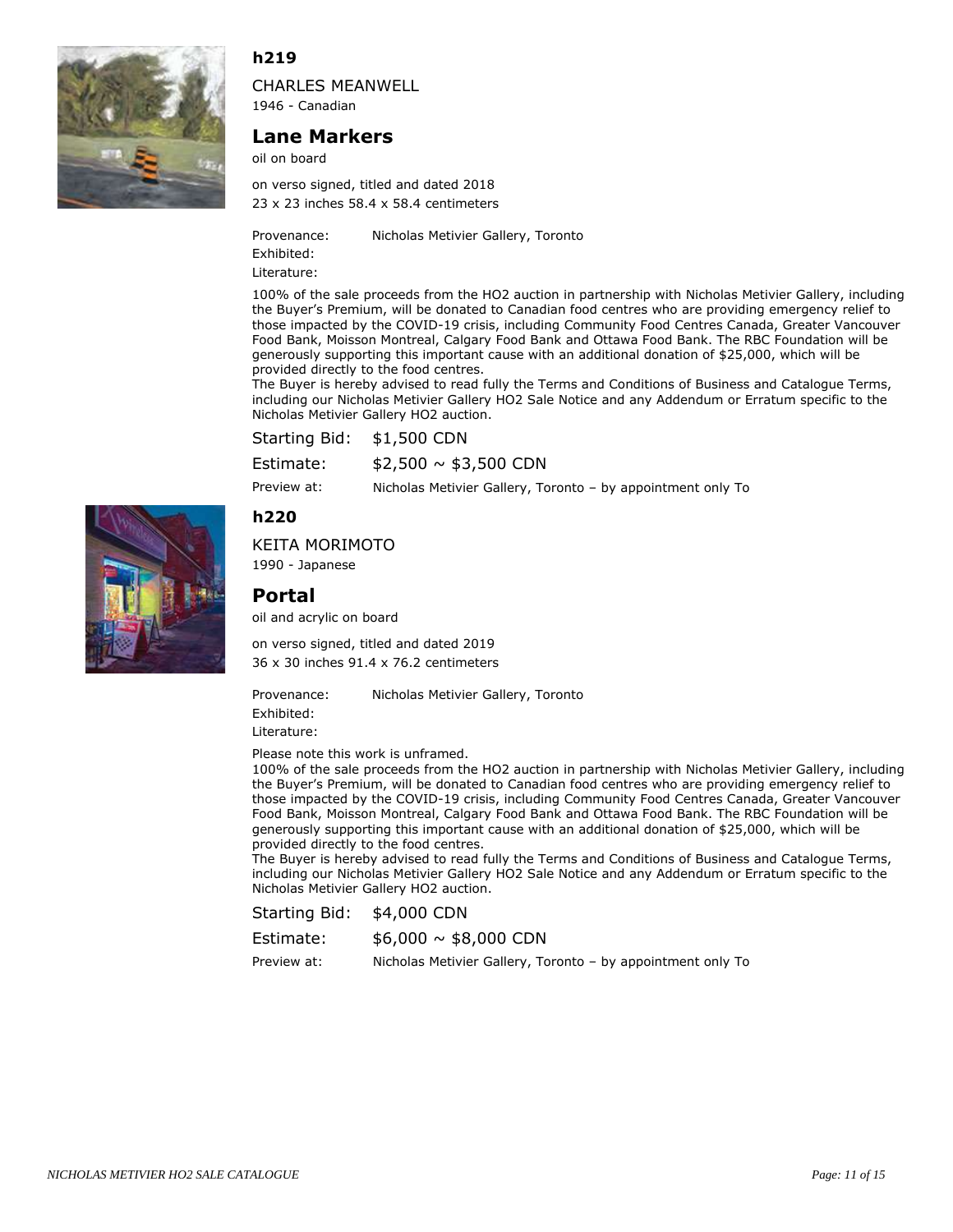## h219

CHARLES MEANWELL
1946 - Canadian

### Lane Markers

oil on board

on verso signed, titled and dated 2018
23 x 23 inches 58.4 x 58.4 centimeters

Provenance: Nicholas Metivier Gallery, Toronto
Exhibited:
Literature:

100% of the sale proceeds from the HO2 auction in partnership with Nicholas Metivier Gallery, including the Buyer's Premium, will be donated to Canadian food centres who are providing emergency relief to those impacted by the COVID-19 crisis, including Community Food Centres Canada, Greater Vancouver Food Bank, Moisson Montreal, Calgary Food Bank and Ottawa Food Bank. The RBC Foundation will be generously supporting this important cause with an additional donation of $25,000, which will be provided directly to the food centres.
The Buyer is hereby advised to read fully the Terms and Conditions of Business and Catalogue Terms, including our Nicholas Metivier Gallery HO2 Sale Notice and any Addendum or Erratum specific to the Nicholas Metivier Gallery HO2 auction.

Starting Bid: $1,500 CDN

Estimate: $2,500 ~ $3,500 CDN

Preview at: Nicholas Metivier Gallery, Toronto – by appointment only To

## h220

KEITA MORIMOTO
1990 - Japanese

### Portal

oil and acrylic on board

on verso signed, titled and dated 2019
36 x 30 inches 91.4 x 76.2 centimeters

Provenance: Nicholas Metivier Gallery, Toronto
Exhibited:
Literature:

Please note this work is unframed.
100% of the sale proceeds from the HO2 auction in partnership with Nicholas Metivier Gallery, including the Buyer's Premium, will be donated to Canadian food centres who are providing emergency relief to those impacted by the COVID-19 crisis, including Community Food Centres Canada, Greater Vancouver Food Bank, Moisson Montreal, Calgary Food Bank and Ottawa Food Bank. The RBC Foundation will be generously supporting this important cause with an additional donation of $25,000, which will be provided directly to the food centres.
The Buyer is hereby advised to read fully the Terms and Conditions of Business and Catalogue Terms, including our Nicholas Metivier Gallery HO2 Sale Notice and any Addendum or Erratum specific to the Nicholas Metivier Gallery HO2 auction.

Starting Bid: $4,000 CDN

Estimate: $6,000 ~ $8,000 CDN

Preview at: Nicholas Metivier Gallery, Toronto – by appointment only To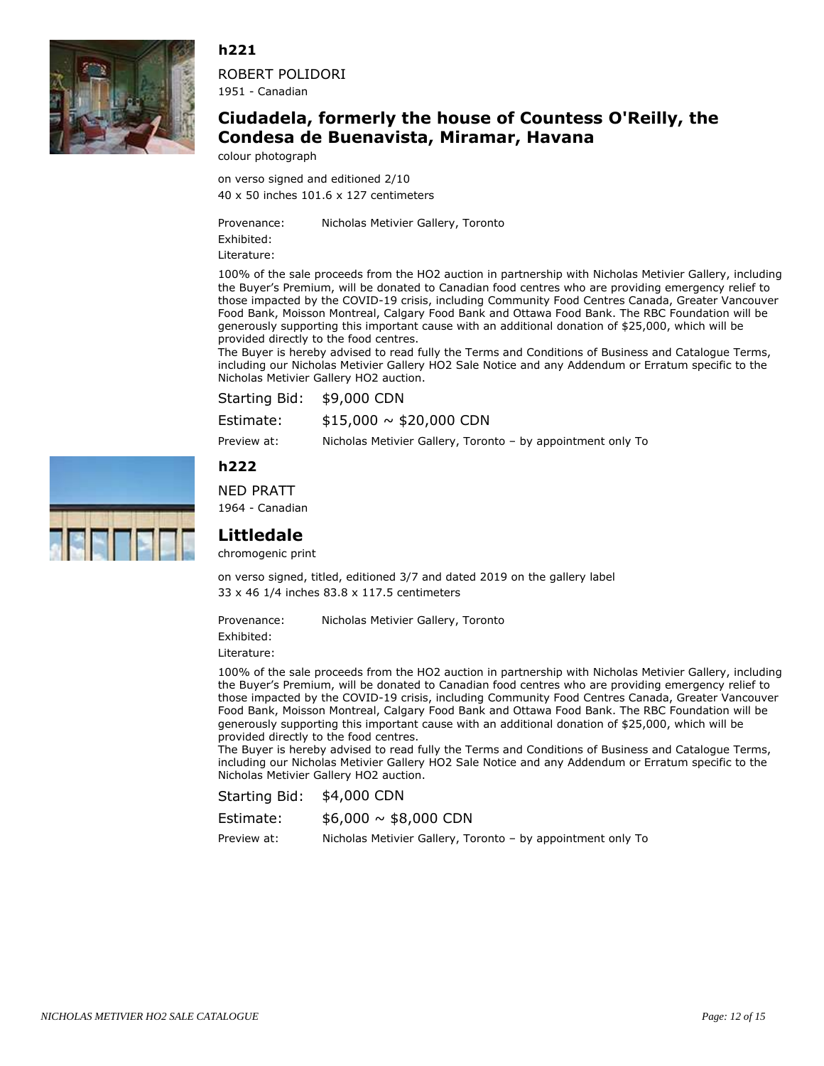### h221

ROBERT POLIDORI
1951 - Canadian

## Ciudadela, formerly the house of Countess O'Reilly, the Condesa de Buenavista, Miramar, Havana

colour photograph

on verso signed and editioned 2/10
40 x 50 inches 101.6 x 127 centimeters

Provenance: Nicholas Metivier Gallery, Toronto
Exhibited:
Literature:

100% of the sale proceeds from the HO2 auction in partnership with Nicholas Metivier Gallery, including the Buyer's Premium, will be donated to Canadian food centres who are providing emergency relief to those impacted by the COVID-19 crisis, including Community Food Centres Canada, Greater Vancouver Food Bank, Moisson Montreal, Calgary Food Bank and Ottawa Food Bank. The RBC Foundation will be generously supporting this important cause with an additional donation of $25,000, which will be provided directly to the food centres.
The Buyer is hereby advised to read fully the Terms and Conditions of Business and Catalogue Terms, including our Nicholas Metivier Gallery HO2 Sale Notice and any Addendum or Erratum specific to the Nicholas Metivier Gallery HO2 auction.

Starting Bid: $9,000 CDN
Estimate: $15,000 ~ $20,000 CDN
Preview at: Nicholas Metivier Gallery, Toronto – by appointment only To

### h222

NED PRATT
1964 - Canadian

## Littledale

chromogenic print

on verso signed, titled, editioned 3/7 and dated 2019 on the gallery label
33 x 46 1/4 inches 83.8 x 117.5 centimeters

Provenance: Nicholas Metivier Gallery, Toronto
Exhibited:
Literature:

100% of the sale proceeds from the HO2 auction in partnership with Nicholas Metivier Gallery, including the Buyer's Premium, will be donated to Canadian food centres who are providing emergency relief to those impacted by the COVID-19 crisis, including Community Food Centres Canada, Greater Vancouver Food Bank, Moisson Montreal, Calgary Food Bank and Ottawa Food Bank. The RBC Foundation will be generously supporting this important cause with an additional donation of $25,000, which will be provided directly to the food centres.
The Buyer is hereby advised to read fully the Terms and Conditions of Business and Catalogue Terms, including our Nicholas Metivier Gallery HO2 Sale Notice and any Addendum or Erratum specific to the Nicholas Metivier Gallery HO2 auction.

Starting Bid: $4,000 CDN
Estimate: $6,000 ~ $8,000 CDN
Preview at: Nicholas Metivier Gallery, Toronto – by appointment only To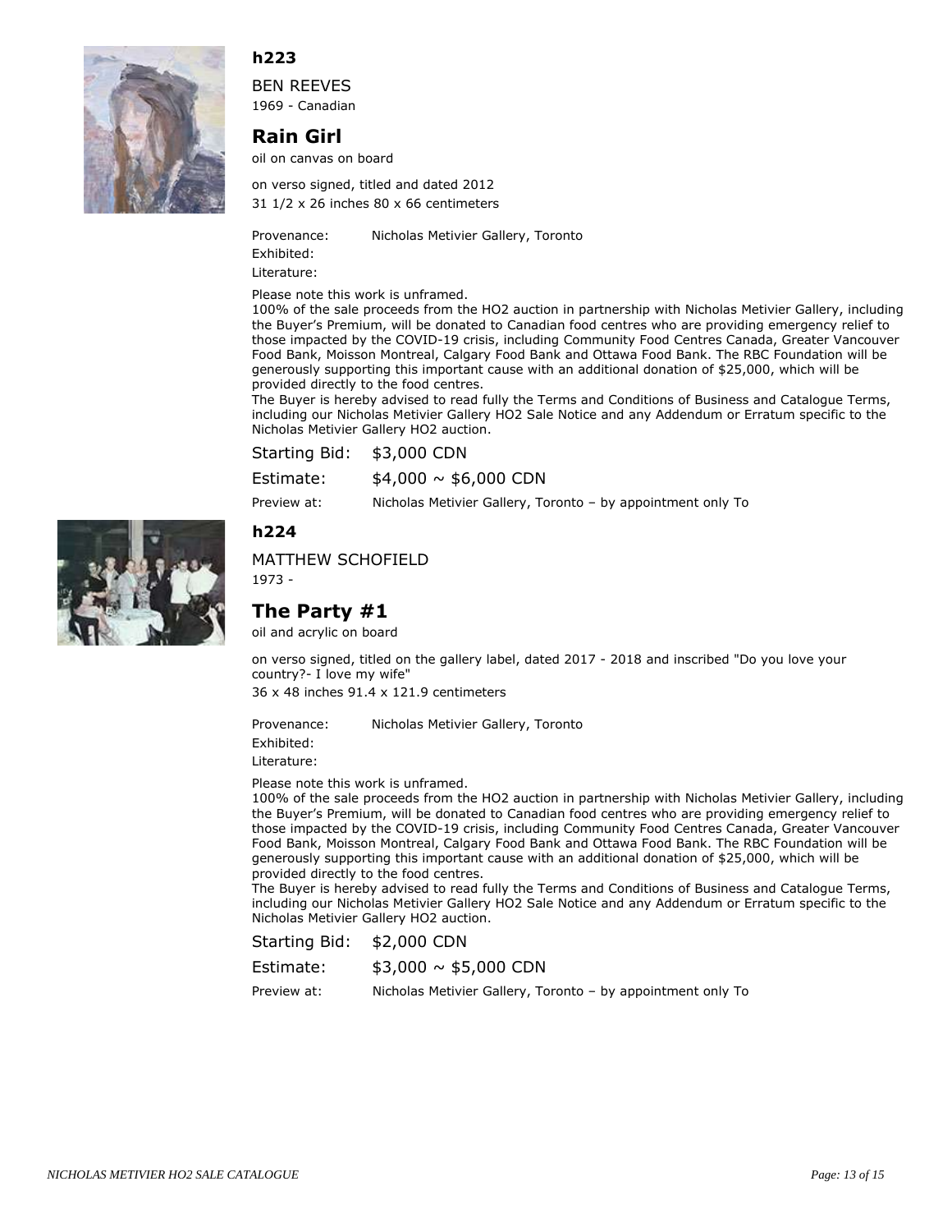## h223

BEN REEVES
1969 - Canadian

### Rain Girl

oil on canvas on board

on verso signed, titled and dated 2012
31 1/2 x 26 inches 80 x 66 centimeters

Provenance: Nicholas Metivier Gallery, Toronto
Exhibited:
Literature:

Please note this work is unframed.
100% of the sale proceeds from the HO2 auction in partnership with Nicholas Metivier Gallery, including the Buyer's Premium, will be donated to Canadian food centres who are providing emergency relief to those impacted by the COVID-19 crisis, including Community Food Centres Canada, Greater Vancouver Food Bank, Moisson Montreal, Calgary Food Bank and Ottawa Food Bank. The RBC Foundation will be generously supporting this important cause with an additional donation of $25,000, which will be provided directly to the food centres.
The Buyer is hereby advised to read fully the Terms and Conditions of Business and Catalogue Terms, including our Nicholas Metivier Gallery HO2 Sale Notice and any Addendum or Erratum specific to the Nicholas Metivier Gallery HO2 auction.

Starting Bid: $3,000 CDN
Estimate: $4,000 ~ $6,000 CDN
Preview at: Nicholas Metivier Gallery, Toronto – by appointment only To

## h224

MATTHEW SCHOFIELD
1973 -

### The Party #1

oil and acrylic on board

on verso signed, titled on the gallery label, dated 2017 - 2018 and inscribed "Do you love your country?- I love my wife"
36 x 48 inches 91.4 x 121.9 centimeters

Provenance: Nicholas Metivier Gallery, Toronto
Exhibited:
Literature:

Please note this work is unframed.
100% of the sale proceeds from the HO2 auction in partnership with Nicholas Metivier Gallery, including the Buyer's Premium, will be donated to Canadian food centres who are providing emergency relief to those impacted by the COVID-19 crisis, including Community Food Centres Canada, Greater Vancouver Food Bank, Moisson Montreal, Calgary Food Bank and Ottawa Food Bank. The RBC Foundation will be generously supporting this important cause with an additional donation of $25,000, which will be provided directly to the food centres.
The Buyer is hereby advised to read fully the Terms and Conditions of Business and Catalogue Terms, including our Nicholas Metivier Gallery HO2 Sale Notice and any Addendum or Erratum specific to the Nicholas Metivier Gallery HO2 auction.

Starting Bid: $2,000 CDN
Estimate: $3,000 ~ $5,000 CDN
Preview at: Nicholas Metivier Gallery, Toronto – by appointment only To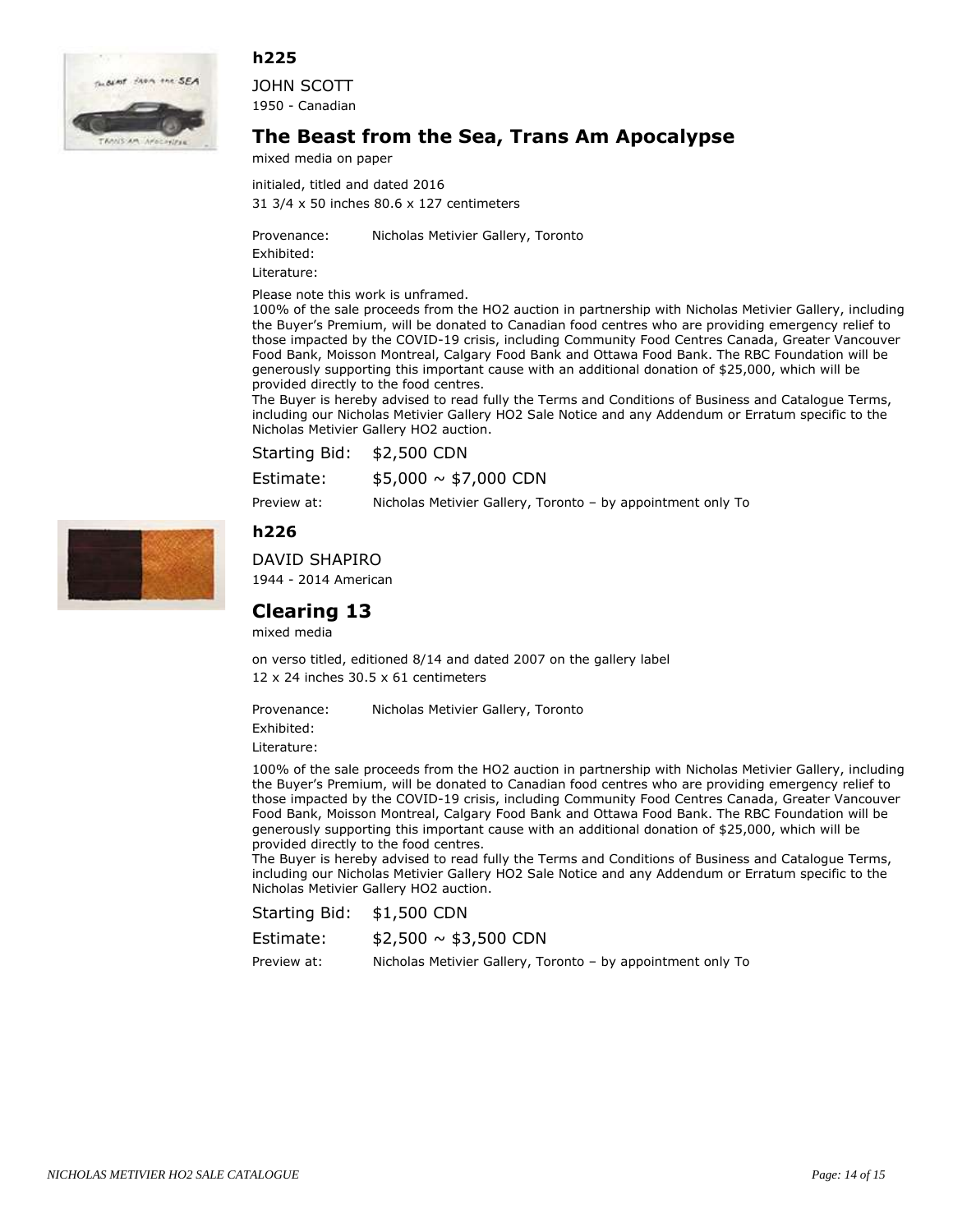## h225

JOHN SCOTT
1950 - Canadian

# The Beast from the Sea, Trans Am Apocalypse

mixed media on paper

initialed, titled and dated 2016
31 3/4 x 50 inches 80.6 x 127 centimeters

Provenance: Nicholas Metivier Gallery, Toronto
Exhibited:
Literature:

Please note this work is unframed.
100% of the sale proceeds from the HO2 auction in partnership with Nicholas Metivier Gallery, including the Buyer's Premium, will be donated to Canadian food centres who are providing emergency relief to those impacted by the COVID-19 crisis, including Community Food Centres Canada, Greater Vancouver Food Bank, Moisson Montreal, Calgary Food Bank and Ottawa Food Bank. The RBC Foundation will be generously supporting this important cause with an additional donation of $25,000, which will be provided directly to the food centres.
The Buyer is hereby advised to read fully the Terms and Conditions of Business and Catalogue Terms, including our Nicholas Metivier Gallery HO2 Sale Notice and any Addendum or Erratum specific to the Nicholas Metivier Gallery HO2 auction.

Starting Bid: $2,500 CDN
Estimate: $5,000 ~ $7,000 CDN
Preview at: Nicholas Metivier Gallery, Toronto – by appointment only To

## h226

DAVID SHAPIRO
1944 - 2014 American

# Clearing 13

mixed media

on verso titled, editioned 8/14 and dated 2007 on the gallery label
12 x 24 inches 30.5 x 61 centimeters

Provenance: Nicholas Metivier Gallery, Toronto
Exhibited:
Literature:

100% of the sale proceeds from the HO2 auction in partnership with Nicholas Metivier Gallery, including the Buyer's Premium, will be donated to Canadian food centres who are providing emergency relief to those impacted by the COVID-19 crisis, including Community Food Centres Canada, Greater Vancouver Food Bank, Moisson Montreal, Calgary Food Bank and Ottawa Food Bank. The RBC Foundation will be generously supporting this important cause with an additional donation of $25,000, which will be provided directly to the food centres.
The Buyer is hereby advised to read fully the Terms and Conditions of Business and Catalogue Terms, including our Nicholas Metivier Gallery HO2 Sale Notice and any Addendum or Erratum specific to the Nicholas Metivier Gallery HO2 auction.

Starting Bid: $1,500 CDN
Estimate: $2,500 ~ $3,500 CDN
Preview at: Nicholas Metivier Gallery, Toronto – by appointment only To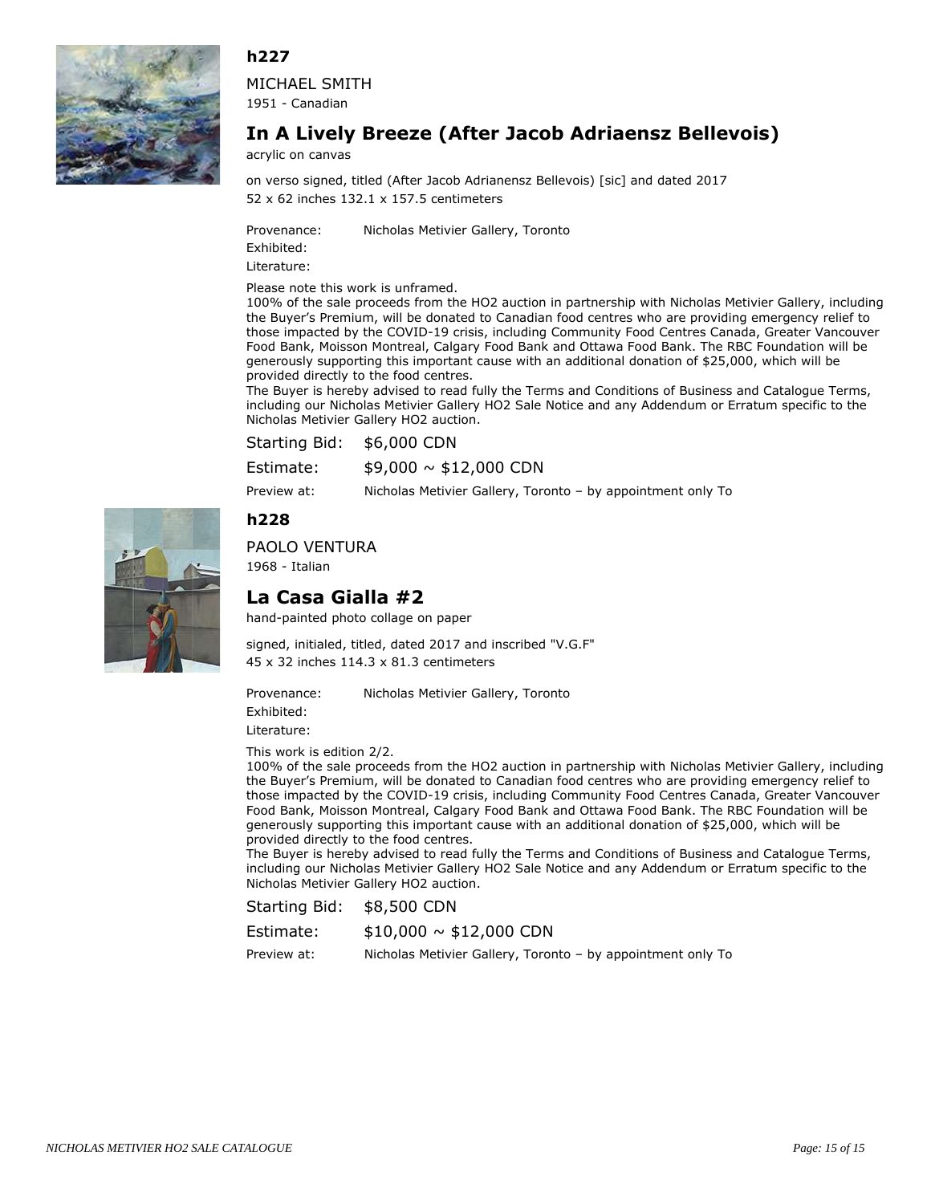## h227

MICHAEL SMITH
1951 - Canadian

### In A Lively Breeze (After Jacob Adriaensz Bellevois)

acrylic on canvas

on verso signed, titled (After Jacob Adrianensz Bellevois) [sic] and dated 2017
52 x 62 inches 132.1 x 157.5 centimeters

Provenance: Nicholas Metivier Gallery, Toronto
Exhibited:
Literature:

Please note this work is unframed.
100% of the sale proceeds from the HO2 auction in partnership with Nicholas Metivier Gallery, including the Buyer's Premium, will be donated to Canadian food centres who are providing emergency relief to those impacted by the COVID-19 crisis, including Community Food Centres Canada, Greater Vancouver Food Bank, Moisson Montreal, Calgary Food Bank and Ottawa Food Bank. The RBC Foundation will be generously supporting this important cause with an additional donation of $25,000, which will be provided directly to the food centres.
The Buyer is hereby advised to read fully the Terms and Conditions of Business and Catalogue Terms, including our Nicholas Metivier Gallery HO2 Sale Notice and any Addendum or Erratum specific to the Nicholas Metivier Gallery HO2 auction.

Starting Bid: $6,000 CDN
Estimate: $9,000 ~ $12,000 CDN
Preview at: Nicholas Metivier Gallery, Toronto – by appointment only To

## h228

PAOLO VENTURA
1968 - Italian

### La Casa Gialla #2

hand-painted photo collage on paper

signed, initialed, titled, dated 2017 and inscribed "V.G.F"
45 x 32 inches 114.3 x 81.3 centimeters

Provenance: Nicholas Metivier Gallery, Toronto
Exhibited:
Literature:

This work is edition 2/2.
100% of the sale proceeds from the HO2 auction in partnership with Nicholas Metivier Gallery, including the Buyer's Premium, will be donated to Canadian food centres who are providing emergency relief to those impacted by the COVID-19 crisis, including Community Food Centres Canada, Greater Vancouver Food Bank, Moisson Montreal, Calgary Food Bank and Ottawa Food Bank. The RBC Foundation will be generously supporting this important cause with an additional donation of $25,000, which will be provided directly to the food centres.
The Buyer is hereby advised to read fully the Terms and Conditions of Business and Catalogue Terms, including our Nicholas Metivier Gallery HO2 Sale Notice and any Addendum or Erratum specific to the Nicholas Metivier Gallery HO2 auction.

Starting Bid: $8,500 CDN
Estimate: $10,000 ~ $12,000 CDN
Preview at: Nicholas Metivier Gallery, Toronto – by appointment only To